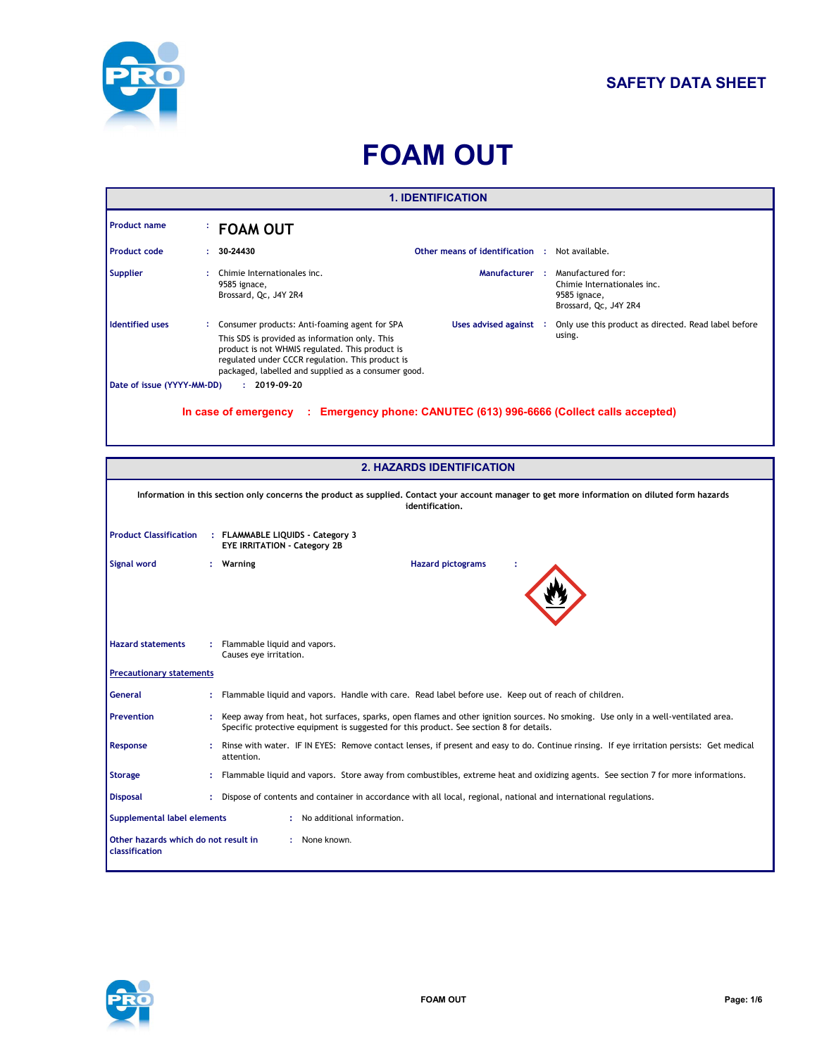# SAFETY DATA SHEET

# FOAM OUT

## 1. IDENTIFICATION

**Product name** : **FOAM OUT**

**Product code** : **30-24430**

**Other means of identification** : Not available.

**Supplier** : Chimie Internationales inc.
9585 ignace,
Brossard, Qc, J4Y 2R4

**Manufacturer** : Manufactured for:
Chimie Internationales inc.
9585 ignace,
Brossard, Qc, J4Y 2R4

**Identified uses** : Consumer products: Anti-foaming agent for SPA
This SDS is provided as information only. This product is not WHMIS regulated. This product is regulated under CCCR regulation. This product is packaged, labelled and supplied as a consumer good.

**Uses advised against** : Only use this product as directed. Read label before using.

**Date of issue (YYYY-MM-DD)** : **2019-09-20**

**In case of emergency : Emergency phone: CANUTEC (613) 996-6666 (Collect calls accepted)**

## 2. HAZARDS IDENTIFICATION

**Information in this section only concerns the product as supplied. Contact your account manager to get more information on diluted form hazards identification.**

**Product Classification** : **FLAMMABLE LIQUIDS - Category 3**
**EYE IRRITATION - Category 2B**

**Signal word** : **Warning**

**Hazard pictograms** :

**Hazard statements** : Flammable liquid and vapors.
Causes eye irritation.

**Precautionary statements**

**General** : Flammable liquid and vapors. Handle with care. Read label before use. Keep out of reach of children.

**Prevention** : Keep away from heat, hot surfaces, sparks, open flames and other ignition sources. No smoking. Use only in a well-ventilated area. Specific protective equipment is suggested for this product. See section 8 for details.

**Response** : Rinse with water. IF IN EYES: Remove contact lenses, if present and easy to do. Continue rinsing. If eye irritation persists: Get medical attention.

**Storage** : Flammable liquid and vapors. Store away from combustibles, extreme heat and oxidizing agents. See section 7 for more informations.

**Disposal** : Dispose of contents and container in accordance with all local, regional, national and international regulations.

**Supplemental label elements** : No additional information.

**Other hazards which do not result in classification** : None known.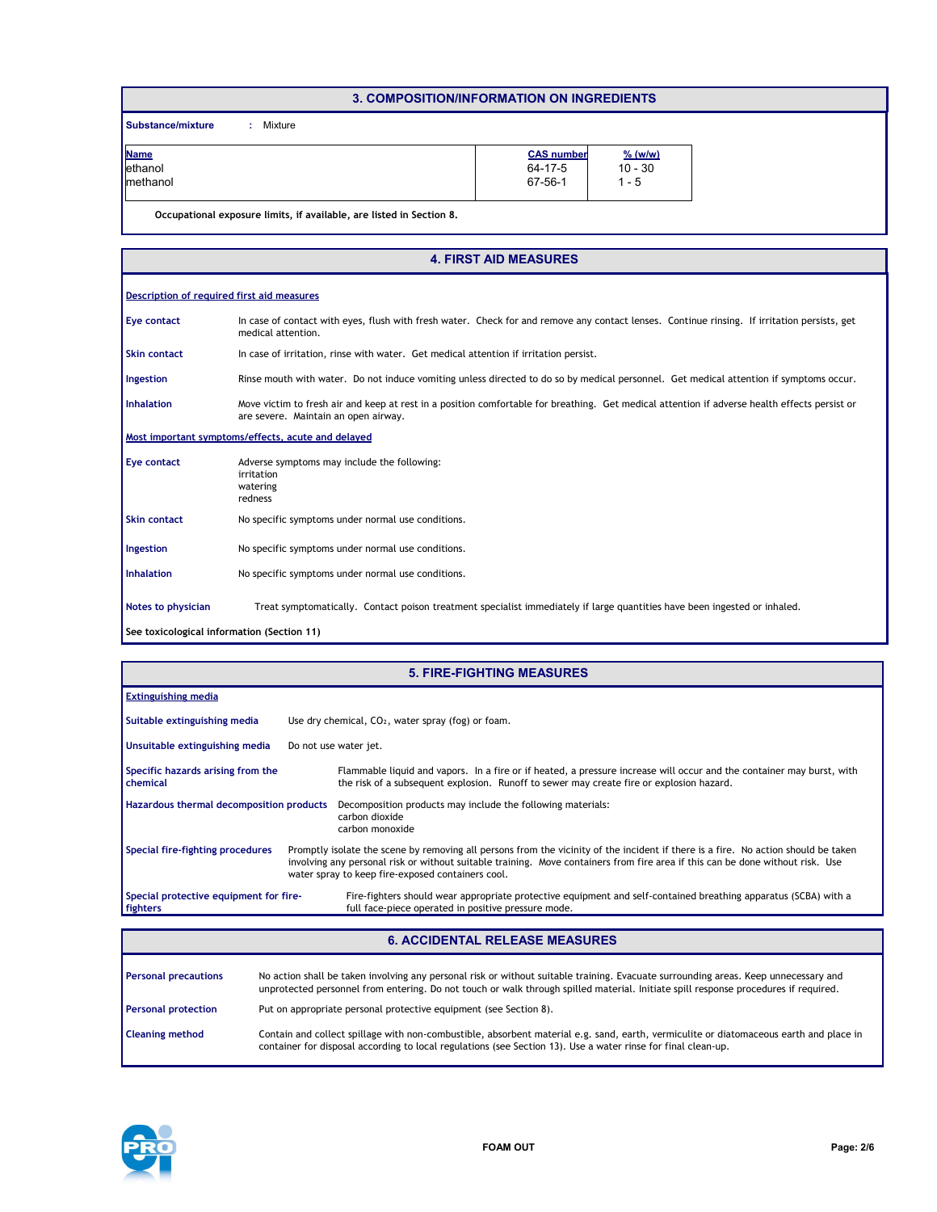## 3. COMPOSITION/INFORMATION ON INGREDIENTS

**Substance/mixture** : Mixture

| Name | CAS number | % (w/w) |
|---|---|---|
| ethanol | 64-17-5 | 10 - 30 |
| methanol | 67-56-1 | 1 - 5 |

**Occupational exposure limits, if available, are listed in Section 8.**

## 4. FIRST AID MEASURES

**Description of required first aid measures**

**Eye contact** In case of contact with eyes, flush with fresh water. Check for and remove any contact lenses. Continue rinsing. If irritation persists, get medical attention.

**Skin contact** In case of irritation, rinse with water. Get medical attention if irritation persist.

**Ingestion** Rinse mouth with water. Do not induce vomiting unless directed to do so by medical personnel. Get medical attention if symptoms occur.

**Inhalation** Move victim to fresh air and keep at rest in a position comfortable for breathing. Get medical attention if adverse health effects persist or are severe. Maintain an open airway.

**Most important symptoms/effects, acute and delayed**

**Eye contact** Adverse symptoms may include the following:
irritation
watering
redness

**Skin contact** No specific symptoms under normal use conditions.

**Ingestion** No specific symptoms under normal use conditions.

**Inhalation** No specific symptoms under normal use conditions.

**Notes to physician** Treat symptomatically. Contact poison treatment specialist immediately if large quantities have been ingested or inhaled.

**See toxicological information (Section 11)**

## 5. FIRE-FIGHTING MEASURES

**Extinguishing media**

**Suitable extinguishing media** Use dry chemical, $CO_2$, water spray (fog) or foam.

**Unsuitable extinguishing media** Do not use water jet.

**Specific hazards arising from the chemical** Flammable liquid and vapors. In a fire or if heated, a pressure increase will occur and the container may burst, with the risk of a subsequent explosion. Runoff to sewer may create fire or explosion hazard.

**Hazardous thermal decomposition products** Decomposition products may include the following materials:
carbon dioxide
carbon monoxide

**Special fire-fighting procedures** Promptly isolate the scene by removing all persons from the vicinity of the incident if there is a fire. No action should be taken involving any personal risk or without suitable training. Move containers from fire area if this can be done without risk. Use water spray to keep fire-exposed containers cool.

**Special protective equipment for fire-fighters** Fire-fighters should wear appropriate protective equipment and self-contained breathing apparatus (SCBA) with a full face-piece operated in positive pressure mode.

## 6. ACCIDENTAL RELEASE MEASURES

**Personal precautions** No action shall be taken involving any personal risk or without suitable training. Evacuate surrounding areas. Keep unnecessary and unprotected personnel from entering. Do not touch or walk through spilled material. Initiate spill response procedures if required.

**Personal protection** Put on appropriate personal protective equipment (see Section 8).

**Cleaning method** Contain and collect spillage with non-combustible, absorbent material e.g. sand, earth, vermiculite or diatomaceous earth and place in container for disposal according to local regulations (see Section 13). Use a water rinse for final clean-up.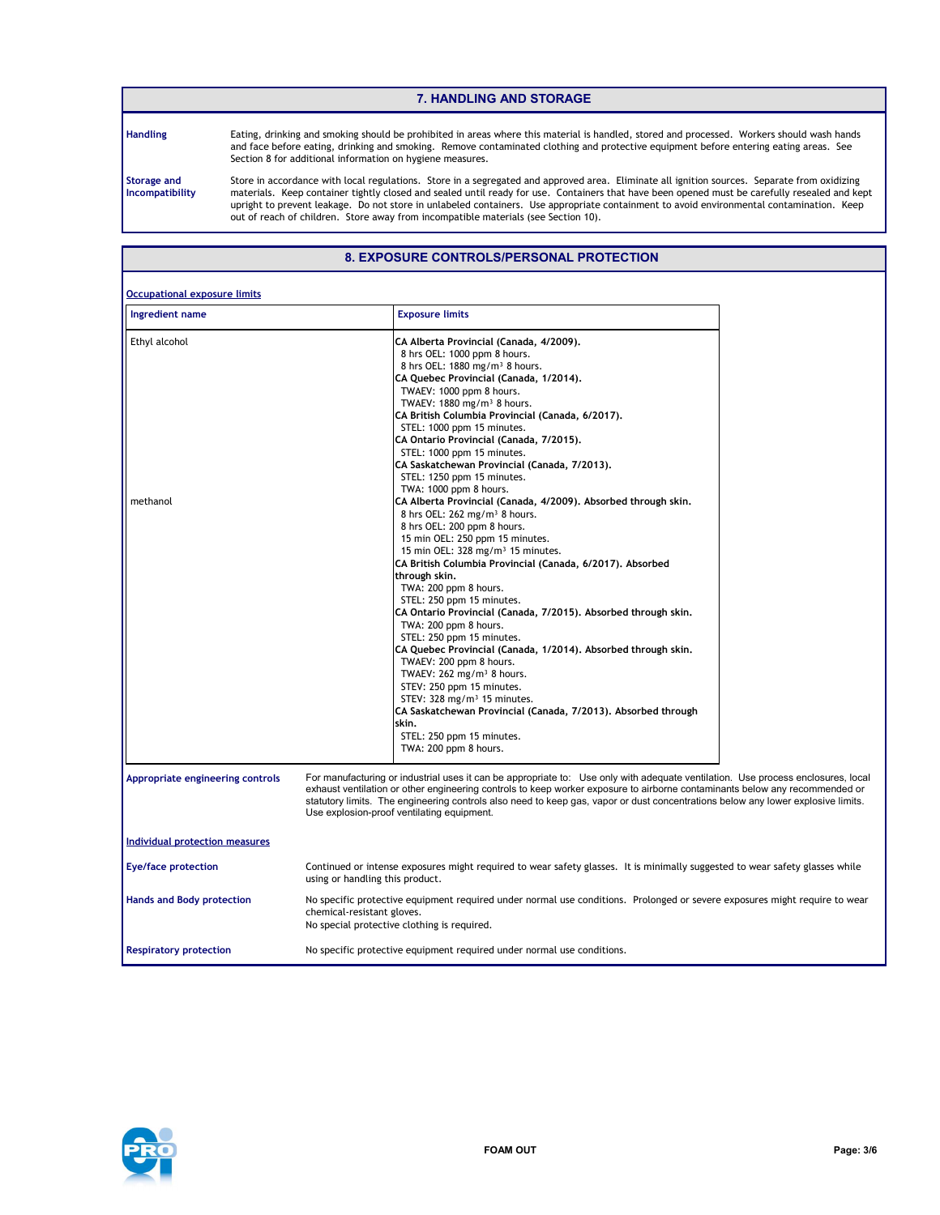## 7. HANDLING AND STORAGE

**Handling**

Eating, drinking and smoking should be prohibited in areas where this material is handled, stored and processed. Workers should wash hands and face before eating, drinking and smoking. Remove contaminated clothing and protective equipment before entering eating areas. See Section 8 for additional information on hygiene measures.

**Storage and Incompatibility**

Store in accordance with local regulations. Store in a segregated and approved area. Eliminate all ignition sources. Separate from oxidizing materials. Keep container tightly closed and sealed until ready for use. Containers that have been opened must be carefully resealed and kept upright to prevent leakage. Do not store in unlabeled containers. Use appropriate containment to avoid environmental contamination. Keep out of reach of children. Store away from incompatible materials (see Section 10).

## 8. EXPOSURE CONTROLS/PERSONAL PROTECTION

**Occupational exposure limits**

| Ingredient name | Exposure limits |
|---|---|
| Ethyl alcohol | **CA Alberta Provincial (Canada, 4/2009).**<br>8 hrs OEL: 1000 ppm 8 hours.<br>8 hrs OEL: 1880 mg/m³ 8 hours.<br>**CA Quebec Provincial (Canada, 1/2014).**<br>TWAEV: 1000 ppm 8 hours.<br>TWAEV: 1880 mg/m³ 8 hours.<br>**CA British Columbia Provincial (Canada, 6/2017).**<br>STEL: 1000 ppm 15 minutes.<br>**CA Ontario Provincial (Canada, 7/2015).**<br>STEL: 1000 ppm 15 minutes.<br>**CA Saskatchewan Provincial (Canada, 7/2013).**<br>STEL: 1250 ppm 15 minutes.<br>TWA: 1000 ppm 8 hours. |
| methanol | **CA Alberta Provincial (Canada, 4/2009). Absorbed through skin.**<br>8 hrs OEL: 262 mg/m³ 8 hours.<br>8 hrs OEL: 200 ppm 8 hours.<br>15 min OEL: 250 ppm 15 minutes.<br>15 min OEL: 328 mg/m³ 15 minutes.<br>**CA British Columbia Provincial (Canada, 6/2017). Absorbed through skin.**<br>TWA: 200 ppm 8 hours.<br>STEL: 250 ppm 15 minutes.<br>**CA Ontario Provincial (Canada, 7/2015). Absorbed through skin.**<br>TWA: 200 ppm 8 hours.<br>STEL: 250 ppm 15 minutes.<br>**CA Quebec Provincial (Canada, 1/2014). Absorbed through skin.**<br>TWAEV: 200 ppm 8 hours.<br>TWAEV: 262 mg/m³ 8 hours.<br>STEV: 250 ppm 15 minutes.<br>STEV: 328 mg/m³ 15 minutes.<br>**CA Saskatchewan Provincial (Canada, 7/2013). Absorbed through skin.**<br>STEL: 250 ppm 15 minutes.<br>TWA: 200 ppm 8 hours. |

**Appropriate engineering controls**

For manufacturing or industrial uses it can be appropriate to: Use only with adequate ventilation. Use process enclosures, local exhaust ventilation or other engineering controls to keep worker exposure to airborne contaminants below any recommended or statutory limits. The engineering controls also need to keep gas, vapor or dust concentrations below any lower explosive limits. Use explosion-proof ventilating equipment.

**Individual protection measures**

**Eye/face protection**

Continued or intense exposures might required to wear safety glasses. It is minimally suggested to wear safety glasses while using or handling this product.

**Hands and Body protection**

No specific protective equipment required under normal use conditions. Prolonged or severe exposures might require to wear chemical-resistant gloves.
No special protective clothing is required.

**Respiratory protection**

No specific protective equipment required under normal use conditions.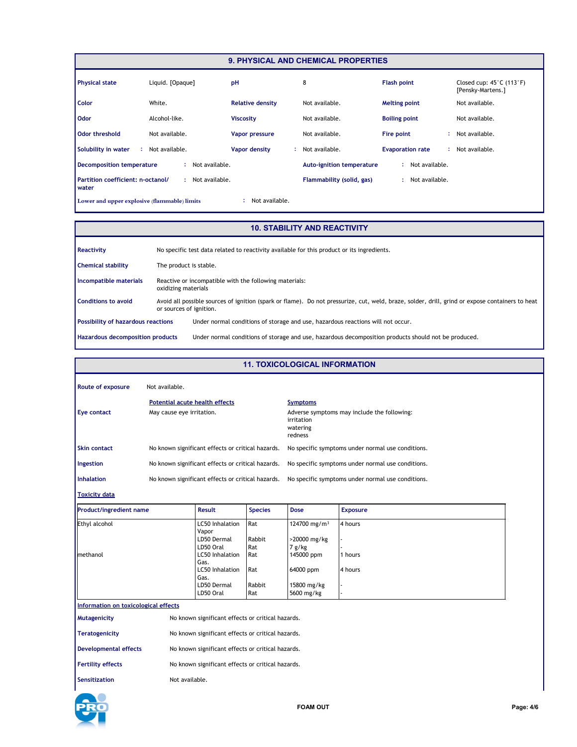## 9. PHYSICAL AND CHEMICAL PROPERTIES

| | | | | | |
|---|---|---|---|---|---|
| **Physical state** | Liquid. [Opaque] | **pH** | 8 | **Flash point** | Closed cup: 45°C (113°F) [Pensky-Martens.] |
| **Color** | White. | **Relative density** | Not available. | **Melting point** | Not available. |
| **Odor** | Alcohol-like. | **Viscosity** | Not available. | **Boiling point** | Not available. |
| **Odor threshold** | Not available. | **Vapor pressure** | Not available. | **Fire point** | Not available. |
| **Solubility in water** | Not available. | **Vapor density** | Not available. | **Evaporation rate** | Not available. |

**Decomposition temperature** : Not available.

**Auto-ignition temperature** : Not available.

**Partition coefficient: n-octanol/ water** : Not available.

**Flammability (solid, gas)** : Not available.

**Lower and upper explosive (flammable) limits** : Not available.

## 10. STABILITY AND REACTIVITY

**Reactivity** No specific test data related to reactivity available for this product or its ingredients.

**Chemical stability** The product is stable.

**Incompatible materials** Reactive or incompatible with the following materials: oxidizing materials

**Conditions to avoid** Avoid all possible sources of ignition (spark or flame). Do not pressurize, cut, weld, braze, solder, drill, grind or expose containers to heat or sources of ignition.

**Possibility of hazardous reactions** Under normal conditions of storage and use, hazardous reactions will not occur.

**Hazardous decomposition products** Under normal conditions of storage and use, hazardous decomposition products should not be produced.

## 11. TOXICOLOGICAL INFORMATION

**Route of exposure** Not available.

| | Potential acute health effects | Symptoms |
|---|---|---|
| **Eye contact** | May cause eye irritation. | Adverse symptoms may include the following: irritation watering redness |
| **Skin contact** | No known significant effects or critical hazards. | No specific symptoms under normal use conditions. |
| **Ingestion** | No known significant effects or critical hazards. | No specific symptoms under normal use conditions. |
| **Inhalation** | No known significant effects or critical hazards. | No specific symptoms under normal use conditions. |

**Toxicity data**

| Product/ingredient name | Result | Species | Dose | Exposure |
|---|---|---|---|---|
| Ethyl alcohol | LC50 Inhalation Vapor | Rat | 124700 mg/m³ | 4 hours |
| | LD50 Dermal | Rabbit | >20000 mg/kg | - |
| | LD50 Oral | Rat | 7 g/kg | - |
| methanol | LC50 Inhalation Gas. | Rat | 145000 ppm | 1 hours |
| | LC50 Inhalation Gas. | Rat | 64000 ppm | 4 hours |
| | LD50 Dermal | Rabbit | 15800 mg/kg | - |
| | LD50 Oral | Rat | 5600 mg/kg | - |

**Information on toxicological effects**

**Mutagenicity** No known significant effects or critical hazards.

**Teratogenicity** No known significant effects or critical hazards.

**Developmental effects** No known significant effects or critical hazards.

**Fertility effects** No known significant effects or critical hazards.

**Sensitization** Not available.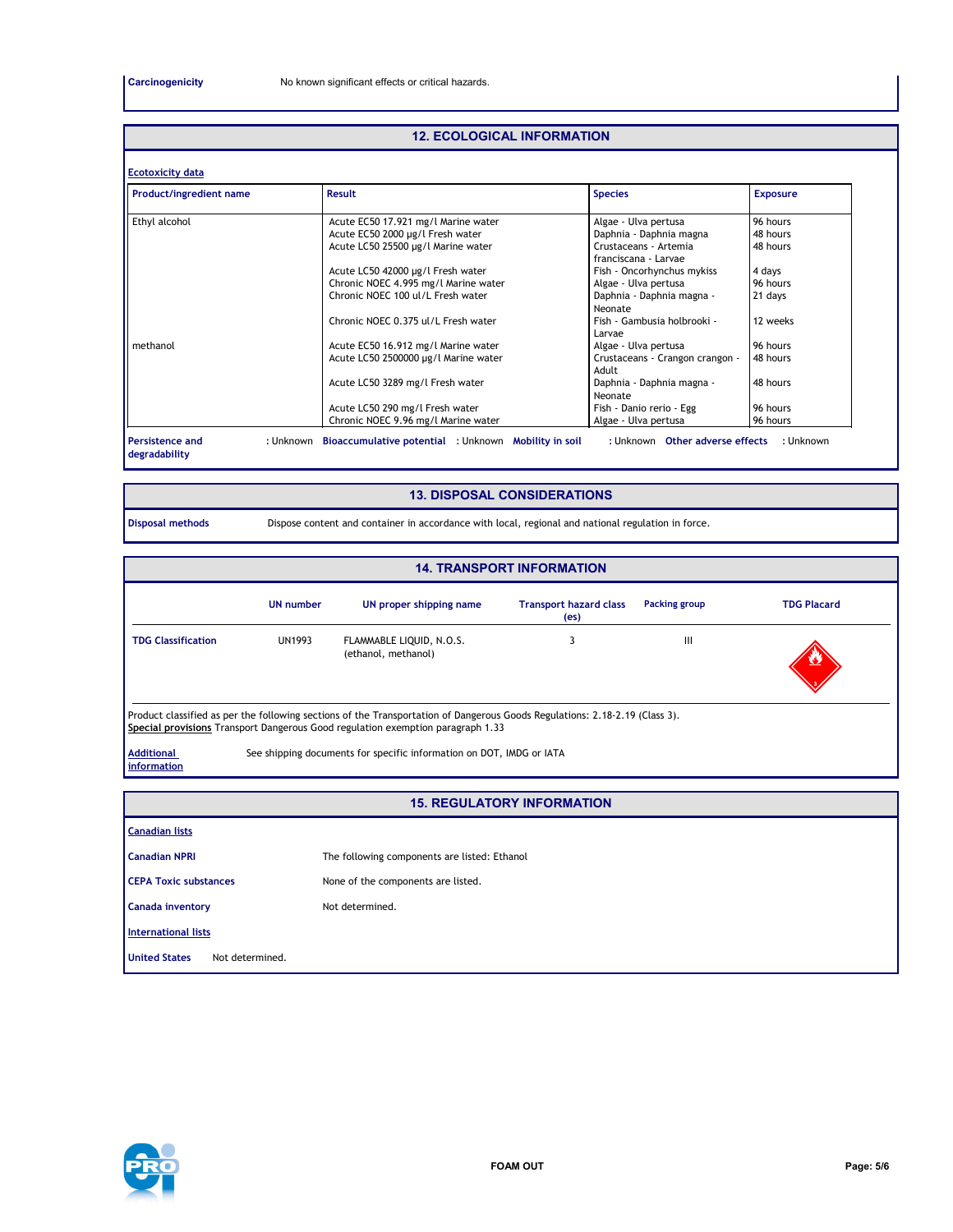**Carcinogenicity** No known significant effects or critical hazards.

## 12. ECOLOGICAL INFORMATION

**Ecotoxicity data**

| Product/ingredient name | Result | Species | Exposure |
|---|---|---|---|
| Ethyl alcohol | Acute EC50 17.921 mg/l Marine water | Algae - Ulva pertusa | 96 hours |
| | Acute EC50 2000 µg/l Fresh water | Daphnia - Daphnia magna | 48 hours |
| | Acute LC50 25500 µg/l Marine water | Crustaceans - Artemia franciscana - Larvae | 48 hours |
| | Acute LC50 42000 µg/l Fresh water | Fish - Oncorhynchus mykiss | 4 days |
| | Chronic NOEC 4.995 mg/l Marine water | Algae - Ulva pertusa | 96 hours |
| | Chronic NOEC 100 ul/L Fresh water | Daphnia - Daphnia magna - Neonate | 21 days |
| | Chronic NOEC 0.375 ul/L Fresh water | Fish - Gambusia holbrooki - Larvae | 12 weeks |
| methanol | Acute EC50 16.912 mg/l Marine water | Algae - Ulva pertusa | 96 hours |
| | Acute LC50 2500000 µg/l Marine water | Crustaceans - Crangon crangon - Adult | 48 hours |
| | Acute LC50 3289 mg/l Fresh water | Daphnia - Daphnia magna - Neonate | 48 hours |
| | Acute LC50 290 mg/l Fresh water | Fish - Danio rerio - Egg | 96 hours |
| | Chronic NOEC 9.96 mg/l Marine water | Algae - Ulva pertusa | 96 hours |

**Persistence and degradability** : Unknown **Bioaccumulative potential** : Unknown **Mobility in soil** : Unknown **Other adverse effects** : Unknown

## 13. DISPOSAL CONSIDERATIONS

**Disposal methods** Dispose content and container in accordance with local, regional and national regulation in force.

## 14. TRANSPORT INFORMATION

| | UN number | UN proper shipping name | Transport hazard class (es) | Packing group | TDG Placard |
|---|---|---|---|---|---|
| **TDG Classification** | UN1993 | FLAMMABLE LIQUID, N.O.S. (ethanol, methanol) | 3 | III | |

Product classified as per the following sections of the Transportation of Dangerous Goods Regulations: 2.18-2.19 (Class 3).
**Special provisions** Transport Dangerous Good regulation exemption paragraph 1.33

**Additional information** See shipping documents for specific information on DOT, IMDG or IATA

## 15. REGULATORY INFORMATION

**Canadian lists**

**Canadian NPRI** The following components are listed: Ethanol

**CEPA Toxic substances** None of the components are listed.

**Canada inventory** Not determined.

**International lists**

**United States** Not determined.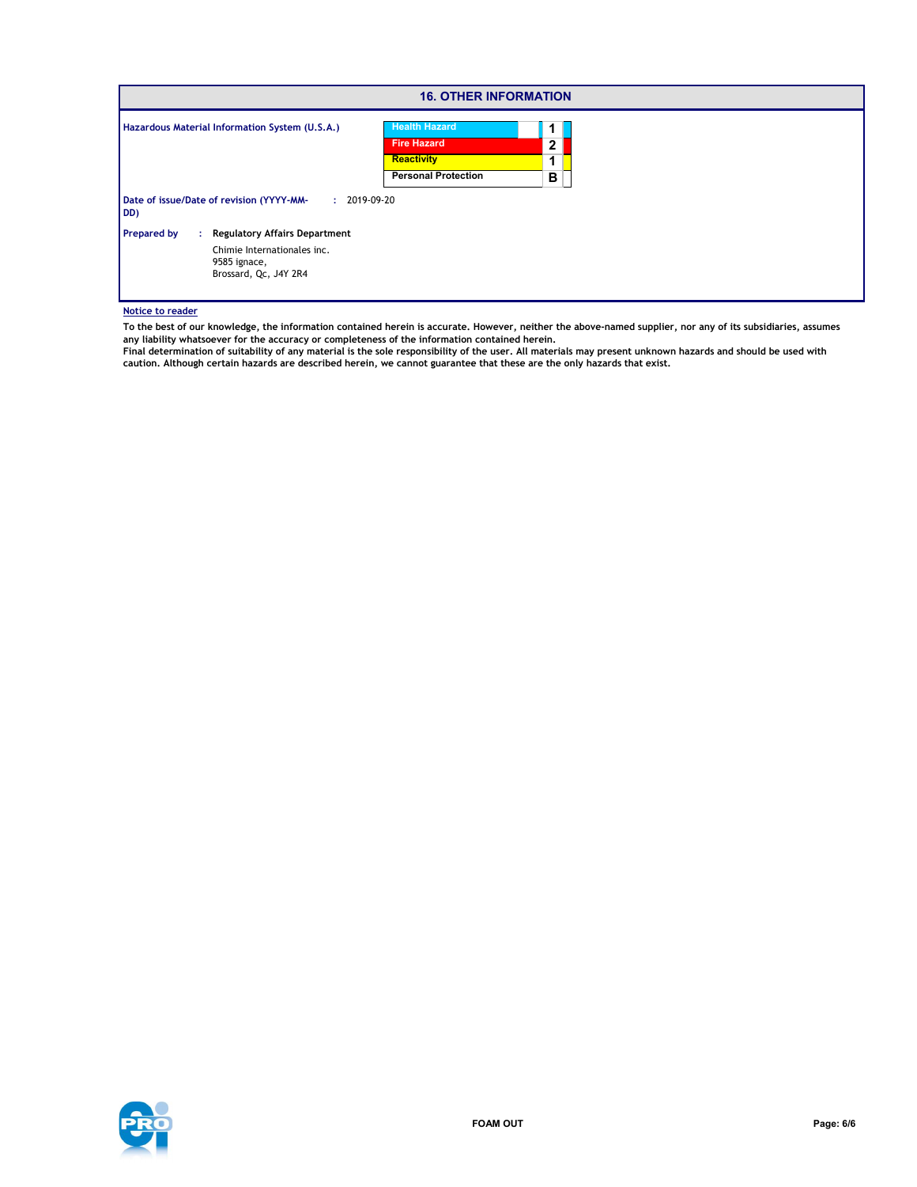## 16. OTHER INFORMATION

**Hazardous Material Information System (U.S.A.)**

| | |
|---|---|
| Health Hazard | 1 |
| Fire Hazard | 2 |
| Reactivity | 1 |
| Personal Protection | B |

**Date of issue/Date of revision (YYYY-MM-DD)** : 2019-09-20

**Prepared by** : **Regulatory Affairs Department**

Chimie Internationales inc.
9585 ignace,
Brossard, Qc, J4Y 2R4

**Notice to reader**

**To the best of our knowledge, the information contained herein is accurate. However, neither the above-named supplier, nor any of its subsidiaries, assumes any liability whatsoever for the accuracy or completeness of the information contained herein.**
**Final determination of suitability of any material is the sole responsibility of the user. All materials may present unknown hazards and should be used with caution. Although certain hazards are described herein, we cannot guarantee that these are the only hazards that exist.**